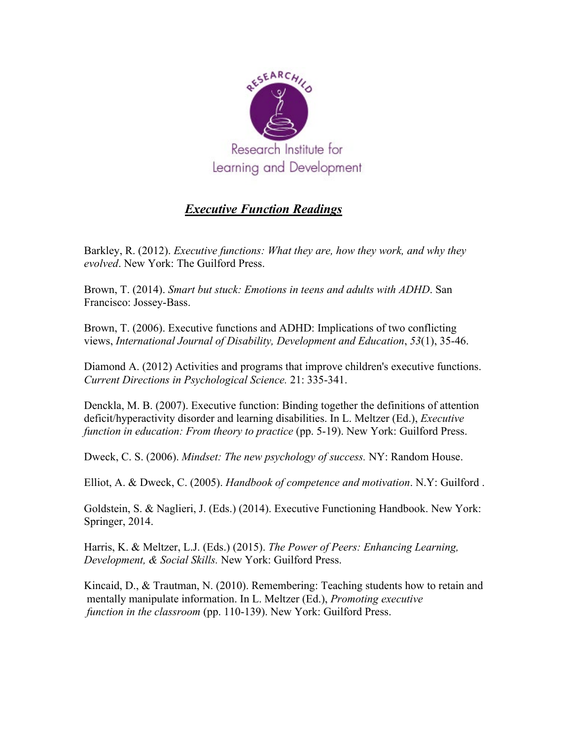RESEARCHILD

Research Institute for Learning and Development

## ***Executive Function Readings***

Barkley, R. (2012). *Executive functions: What they are, how they work, and why they evolved*. New York: The Guilford Press.

Brown, T. (2014). *Smart but stuck: Emotions in teens and adults with ADHD*. San Francisco: Jossey-Bass.

Brown, T. (2006). Executive functions and ADHD: Implications of two conflicting views, *International Journal of Disability, Development and Education*, *53*(1), 35-46.

Diamond A. (2012) Activities and programs that improve children's executive functions. *Current Directions in Psychological Science.* 21: 335-341.

Denckla, M. B. (2007). Executive function: Binding together the definitions of attention deficit/hyperactivity disorder and learning disabilities. In L. Meltzer (Ed.), *Executive function in education: From theory to practice* (pp. 5-19). New York: Guilford Press.

Dweck, C. S. (2006). *Mindset: The new psychology of success.* NY: Random House.

Elliot, A. & Dweck, C. (2005). *Handbook of competence and motivation*. N.Y: Guilford .

Goldstein, S. & Naglieri, J. (Eds.) (2014). Executive Functioning Handbook. New York: Springer, 2014.

Harris, K. & Meltzer, L.J. (Eds.) (2015). *The Power of Peers: Enhancing Learning, Development, & Social Skills.* New York: Guilford Press.

Kincaid, D., & Trautman, N. (2010). Remembering: Teaching students how to retain and mentally manipulate information. In L. Meltzer (Ed.), *Promoting executive function in the classroom* (pp. 110-139). New York: Guilford Press.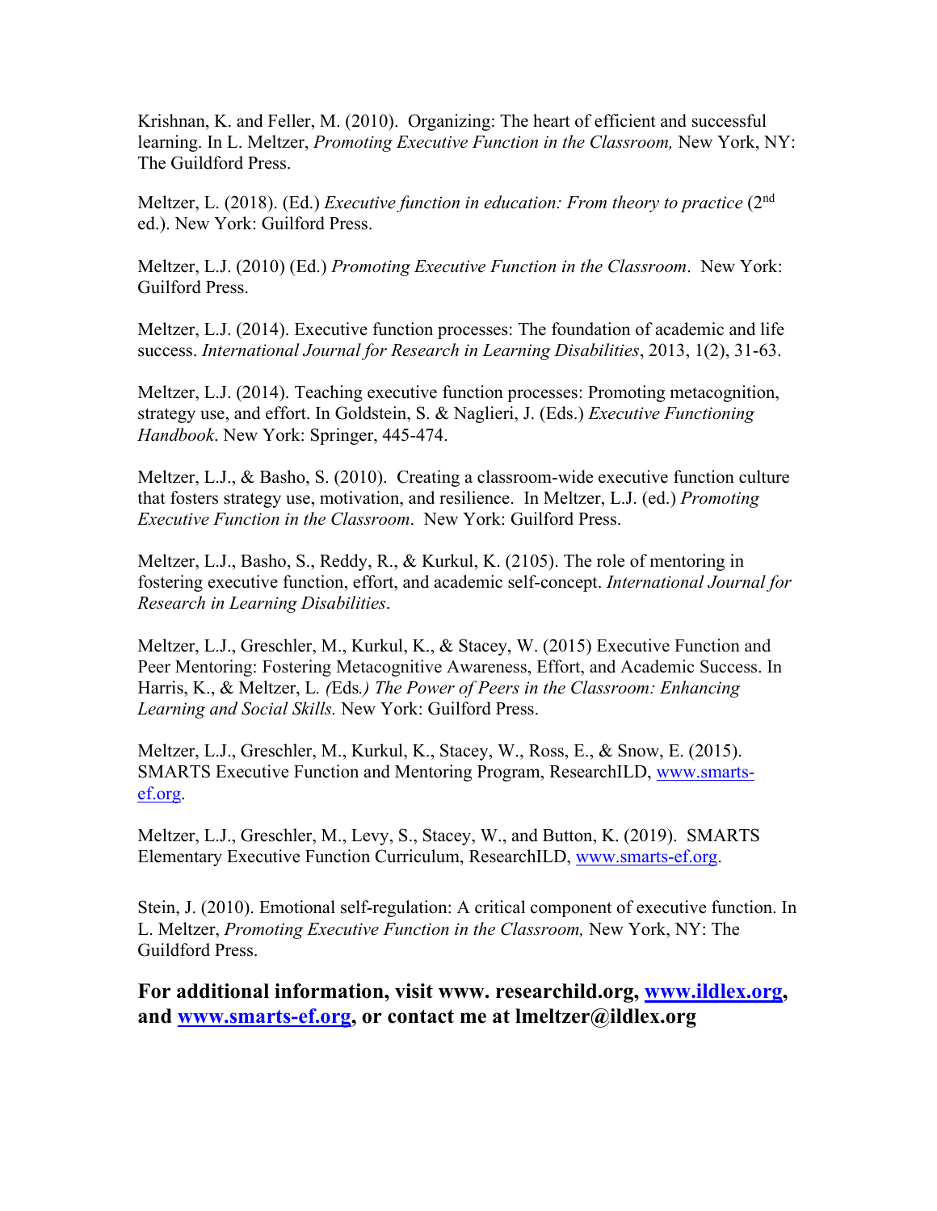Krishnan, K. and Feller, M. (2010). Organizing: The heart of efficient and successful learning. In L. Meltzer, *Promoting Executive Function in the Classroom,* New York, NY: The Guildford Press.

Meltzer, L. (2018). (Ed.) *Executive function in education: From theory to practice* (2nd ed.). New York: Guilford Press.

Meltzer, L.J. (2010) (Ed.) *Promoting Executive Function in the Classroom*. New York: Guilford Press.

Meltzer, L.J. (2014). Executive function processes: The foundation of academic and life success. *International Journal for Research in Learning Disabilities*, 2013, 1(2), 31-63.

Meltzer, L.J. (2014). Teaching executive function processes: Promoting metacognition, strategy use, and effort. In Goldstein, S. & Naglieri, J. (Eds.) *Executive Functioning Handbook*. New York: Springer, 445-474.

Meltzer, L.J., & Basho, S. (2010). Creating a classroom-wide executive function culture that fosters strategy use, motivation, and resilience. In Meltzer, L.J. (ed.) *Promoting Executive Function in the Classroom*. New York: Guilford Press.

Meltzer, L.J., Basho, S., Reddy, R., & Kurkul, K. (2105). The role of mentoring in fostering executive function, effort, and academic self-concept. *International Journal for Research in Learning Disabilities*.

Meltzer, L.J., Greschler, M., Kurkul, K., & Stacey, W. (2015) Executive Function and Peer Mentoring: Fostering Metacognitive Awareness, Effort, and Academic Success. In Harris, K., & Meltzer, L. *(*Eds*.) The Power of Peers in the Classroom: Enhancing Learning and Social Skills.* New York: Guilford Press.

Meltzer, L.J., Greschler, M., Kurkul, K., Stacey, W., Ross, E., & Snow, E. (2015). SMARTS Executive Function and Mentoring Program, ResearchILD, [www.smarts-ef.org](http://www.smarts-ef.org).

Meltzer, L.J., Greschler, M., Levy, S., Stacey, W., and Button, K. (2019). SMARTS Elementary Executive Function Curriculum, ResearchILD, [www.smarts-ef.org](http://www.smarts-ef.org).

Stein, J. (2010). Emotional self-regulation: A critical component of executive function. In L. Meltzer, *Promoting Executive Function in the Classroom,* New York, NY: The Guildford Press.

**For additional information, visit www. researchild.org, [www.ildlex.org](http://www.ildlex.org), and [www.smarts-ef.org](http://www.smarts-ef.org), or contact me at lmeltzer@ildlex.org**